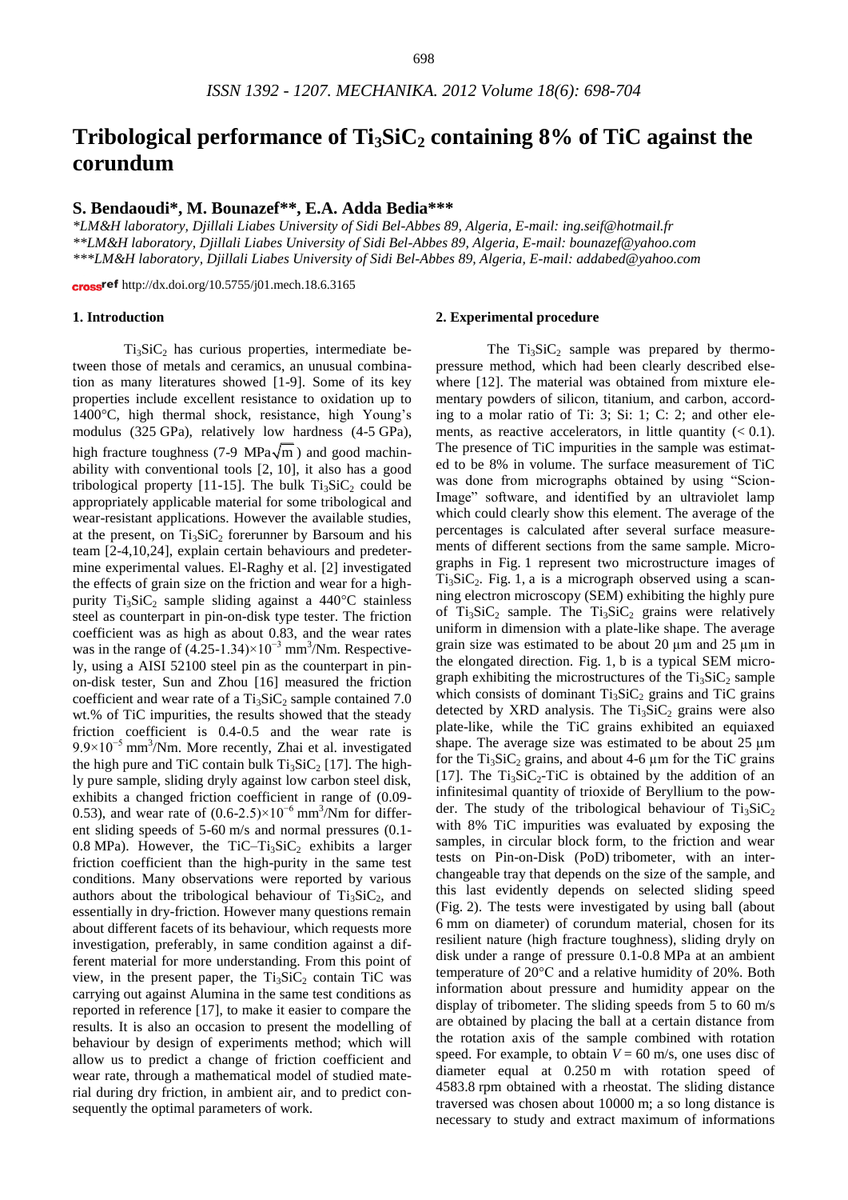# Tribological performance of $Ti_3SiC_2$ containing 8% of TiC against the corundum

## S. Bendaoudi\*, M. Bounazef\*\*, E.A. Adda Bedia\*\*\*

*\*LM&H laboratory, Djillali Liabes University of Sidi Bel-Abbes 89, Algeria, E-mail: ing.seif@hotmail.fr*
*\*\*LM&H laboratory, Djillali Liabes University of Sidi Bel-Abbes 89, Algeria, E-mail: bounazef@yahoo.com*
*\*\*\*LM&H laboratory, Djillali Liabes University of Sidi Bel-Abbes 89, Algeria, E-mail: addabed@yahoo.com*

crossref http://dx.doi.org/10.5755/j01.mech.18.6.3165

### 1. Introduction

$Ti_3SiC_2$ has curious properties, intermediate between those of metals and ceramics, an unusual combination as many literatures showed [1-9]. Some of its key properties include excellent resistance to oxidation up to 1400°C, high thermal shock, resistance, high Young's modulus (325 GPa), relatively low hardness (4-5 GPa), high fracture toughness (7-9 $\text{MPa}\sqrt{\text{m}}$) and good machinability with conventional tools [2, 10], it also has a good tribological property [11-15]. The bulk $Ti_3SiC_2$ could be appropriately applicable material for some tribological and wear-resistant applications. However the available studies, at the present, on $Ti_3SiC_2$ forerunner by Barsoum and his team [2-4,10,24], explain certain behaviours and predetermine experimental values. El-Raghy et al. [2] investigated the effects of grain size on the friction and wear for a high-purity $Ti_3SiC_2$ sample sliding against a 440°C stainless steel as counterpart in pin-on-disk type tester. The friction coefficient was as high as about 0.83, and the wear rates was in the range of $(4.25\text{-}1.34)\times10^{-3}$ $mm^3$/Nm. Respectively, using a AISI 52100 steel pin as the counterpart in pin-on-disk tester, Sun and Zhou [16] measured the friction coefficient and wear rate of a $Ti_3SiC_2$ sample contained 7.0 wt.% of TiC impurities, the results showed that the steady friction coefficient is 0.4-0.5 and the wear rate is $9.9\times10^{-5}$ $mm^3$/Nm. More recently, Zhai et al. investigated the high pure and TiC contain bulk $Ti_3SiC_2$ [17]. The highly pure sample, sliding dryly against low carbon steel disk, exhibits a changed friction coefficient in range of (0.09-0.53), and wear rate of $(0.6\text{-}2.5)\times10^{-6}$ $mm^3$/Nm for different sliding speeds of 5-60 m/s and normal pressures (0.1-0.8 MPa). However, the TiC–$Ti_3SiC_2$ exhibits a larger friction coefficient than the high-purity in the same test conditions. Many observations were reported by various authors about the tribological behaviour of $Ti_3SiC_2$, and essentially in dry-friction. However many questions remain about different facets of its behaviour, which requests more investigation, preferably, in same condition against a different material for more understanding. From this point of view, in the present paper, the $Ti_3SiC_2$ contain TiC was carrying out against Alumina in the same test conditions as reported in reference [17], to make it easier to compare the results. It is also an occasion to present the modelling of behaviour by design of experiments method; which will allow us to predict a change of friction coefficient and wear rate, through a mathematical model of studied material during dry friction, in ambient air, and to predict consequently the optimal parameters of work.

### 2. Experimental procedure

The $Ti_3SiC_2$ sample was prepared by thermo-pressure method, which had been clearly described elsewhere [12]. The material was obtained from mixture elementary powders of silicon, titanium, and carbon, according to a molar ratio of Ti: 3; Si: 1; C: 2; and other elements, as reactive accelerators, in little quantity (< 0.1). The presence of TiC impurities in the sample was estimated to be 8% in volume. The surface measurement of TiC was done from micrographs obtained by using "Scion-Image" software, and identified by an ultraviolet lamp which could clearly show this element. The average of the percentages is calculated after several surface measurements of different sections from the same sample. Micrographs in Fig. 1 represent two microstructure images of $Ti_3SiC_2$. Fig. 1, a is a micrograph observed using a scanning electron microscopy (SEM) exhibiting the highly pure of $Ti_3SiC_2$ sample. The $Ti_3SiC_2$ grains were relatively uniform in dimension with a plate-like shape. The average grain size was estimated to be about 20 μm and 25 μm in the elongated direction. Fig. 1, b is a typical SEM micrograph exhibiting the microstructures of the $Ti_3SiC_2$ sample which consists of dominant $Ti_3SiC_2$ grains and TiC grains detected by XRD analysis. The $Ti_3SiC_2$ grains were also plate-like, while the TiC grains exhibited an equiaxed shape. The average size was estimated to be about 25 μm for the $Ti_3SiC_2$ grains, and about 4-6 μm for the TiC grains [17]. The $Ti_3SiC_2$-TiC is obtained by the addition of an infinitesimal quantity of trioxide of Beryllium to the powder. The study of the tribological behaviour of $Ti_3SiC_2$ with 8% TiC impurities was evaluated by exposing the samples, in circular block form, to the friction and wear tests on Pin-on-Disk (PoD) tribometer, with an interchangeable tray that depends on the size of the sample, and this last evidently depends on selected sliding speed (Fig. 2). The tests were investigated by using ball (about 6 mm on diameter) of corundum material, chosen for its resilient nature (high fracture toughness), sliding dryly on disk under a range of pressure 0.1-0.8 MPa at an ambient temperature of 20°C and a relative humidity of 20%. Both information about pressure and humidity appear on the display of tribometer. The sliding speeds from 5 to 60 m/s are obtained by placing the ball at a certain distance from the rotation axis of the sample combined with rotation speed. For example, to obtain $V = 60$ m/s, one uses disc of diameter equal at 0.250 m with rotation speed of 4583.8 rpm obtained with a rheostat. The sliding distance traversed was chosen about 10000 m; a so long distance is necessary to study and extract maximum of informations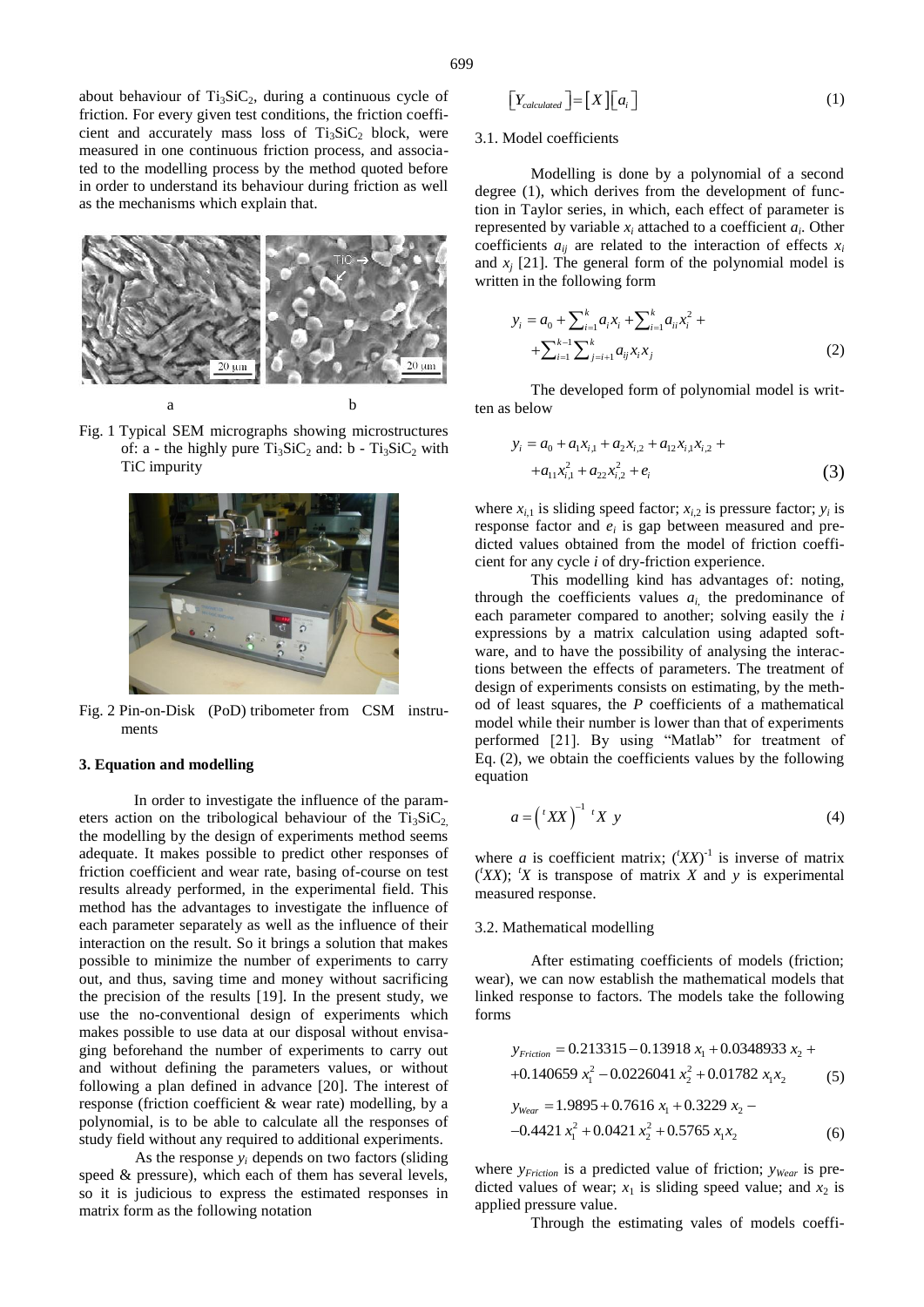about behaviour of $Ti_3SiC_2$, during a continuous cycle of friction. For every given test conditions, the friction coefficient and accurately mass loss of $Ti_3SiC_2$ block, were measured in one continuous friction process, and associated to the modelling process by the method quoted before in order to understand its behaviour during friction as well as the mechanisms which explain that.

Fig. 1 Typical SEM micrographs showing microstructures of: a - the highly pure $Ti_3SiC_2$ and: b - $Ti_3SiC_2$ with TiC impurity

Fig. 2 Pin-on-Disk (PoD) tribometer from CSM instruments

### 3. Equation and modelling

In order to investigate the influence of the parameters action on the tribological behaviour of the $Ti_3SiC_2$, the modelling by the design of experiments method seems adequate. It makes possible to predict other responses of friction coefficient and wear rate, basing of-course on test results already performed, in the experimental field. This method has the advantages to investigate the influence of each parameter separately as well as the influence of their interaction on the result. So it brings a solution that makes possible to minimize the number of experiments to carry out, and thus, saving time and money without sacrificing the precision of the results [19]. In the present study, we use the no-conventional design of experiments which makes possible to use data at our disposal without envisaging beforehand the number of experiments to carry out and without defining the parameters values, or without following a plan defined in advance [20]. The interest of response (friction coefficient & wear rate) modelling, by a polynomial, is to be able to calculate all the responses of study field without any required to additional experiments.

As the response $y_i$ depends on two factors (sliding speed & pressure), which each of them has several levels, so it is judicious to express the estimated responses in matrix form as the following notation

$$\left[Y_{calculated}\right]=\left[X\right]\left[a_i\right] \tag{1}$$

#### 3.1. Model coefficients

Modelling is done by a polynomial of a second degree (1), which derives from the development of function in Taylor series, in which, each effect of parameter is represented by variable $x_i$ attached to a coefficient $a_i$. Other coefficients $a_{ij}$ are related to the interaction of effects $x_i$ and $x_j$ [21]. The general form of the polynomial model is written in the following form

$$y_i = a_0 + \sum_{i=1}^{k} a_i x_i + \sum_{i=1}^{k} a_{ii} x_i^2 + \sum_{i=1}^{k-1} \sum_{j=i+1}^{k} a_{ij} x_i x_j \tag{2}$$

The developed form of polynomial model is written as below

$$y_i = a_0 + a_1 x_{i,1} + a_2 x_{i,2} + a_{12} x_{i,1} x_{i,2} + a_{11} x_{i,1}^2 + a_{22} x_{i,2}^2 + e_i \tag{3}$$

where $x_{i,1}$ is sliding speed factor; $x_{i,2}$ is pressure factor; $y_i$ is response factor and $e_i$ is gap between measured and predicted values obtained from the model of friction coefficient for any cycle $i$ of dry-friction experience.

This modelling kind has advantages of: noting, through the coefficients values $a_i$, the predominance of each parameter compared to another; solving easily the $i$ expressions by a matrix calculation using adapted software, and to have the possibility of analysing the interactions between the effects of parameters. The treatment of design of experiments consists on estimating, by the method of least squares, the $P$ coefficients of a mathematical model while their number is lower than that of experiments performed [21]. By using "Matlab" for treatment of Eq. (2), we obtain the coefficients values by the following equation

$$a = \left({}^{t}XX\right)^{-1}\, {}^{t}X\, y \tag{4}$$

where $a$ is coefficient matrix; $({}^{t}XX)^{-1}$ is inverse of matrix $({}^{t}XX)$; ${}^{t}X$ is transpose of matrix $X$ and $y$ is experimental measured response.

#### 3.2. Mathematical modelling

After estimating coefficients of models (friction; wear), we can now establish the mathematical models that linked response to factors. The models take the following forms

$$y_{Friction} = 0.213315 - 0.13918\, x_1 + 0.0348933\, x_2 + 0.140659\, x_1^2 - 0.0226041\, x_2^2 + 0.01782\, x_1 x_2 \tag{5}$$

$$y_{Wear} = 1.9895 + 0.7616\, x_1 + 0.3229\, x_2 - 0.4421\, x_1^2 + 0.0421\, x_2^2 + 0.5765\, x_1 x_2 \tag{6}$$

where $y_{Friction}$ is a predicted value of friction; $y_{Wear}$ is predicted values of wear; $x_1$ is sliding speed value; and $x_2$ is applied pressure value.

Through the estimating vales of models coeffi-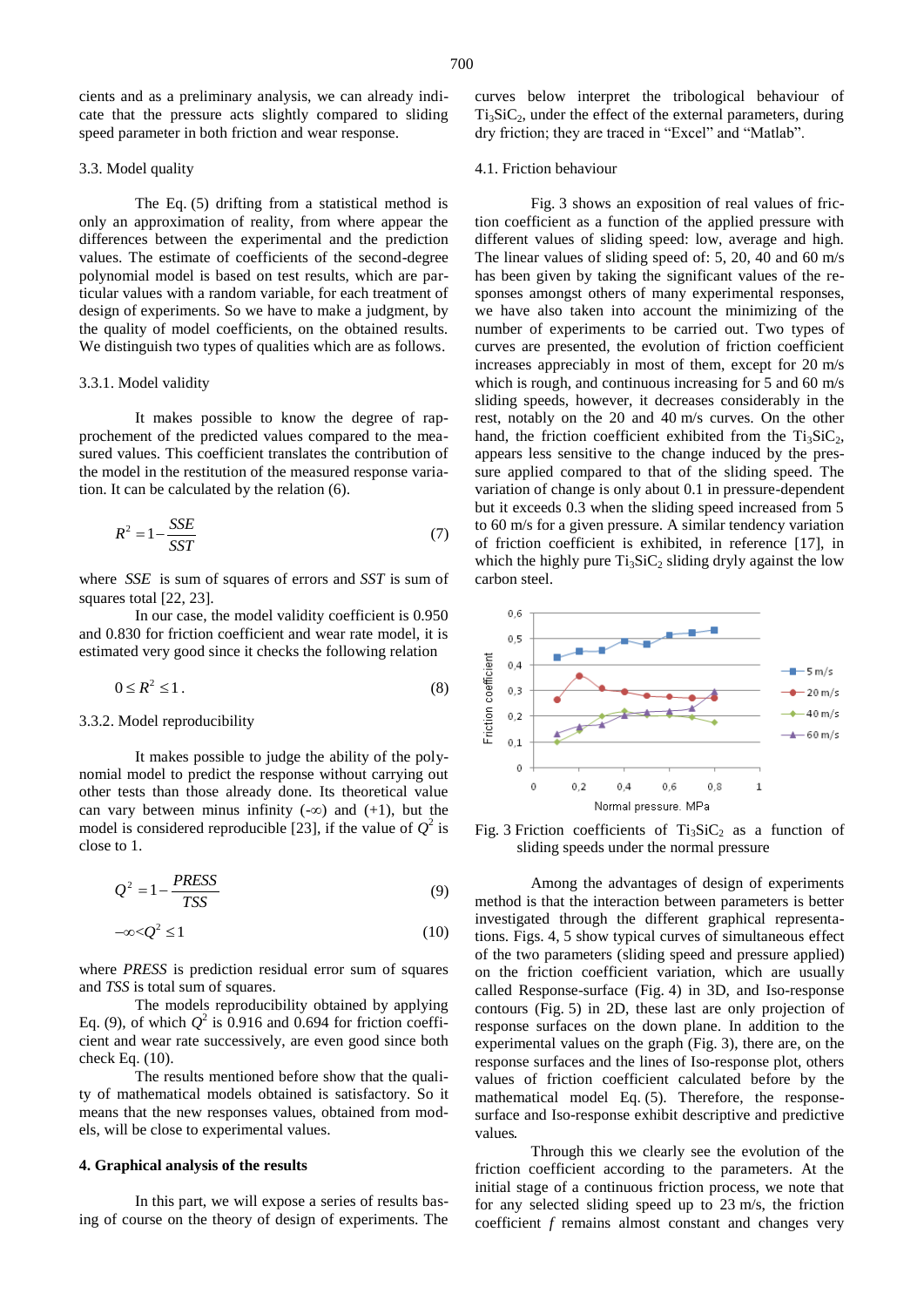cients and as a preliminary analysis, we can already indicate that the pressure acts slightly compared to sliding speed parameter in both friction and wear response.

### 3.3. Model quality

The Eq. (5) drifting from a statistical method is only an approximation of reality, from where appear the differences between the experimental and the prediction values. The estimate of coefficients of the second-degree polynomial model is based on test results, which are particular values with a random variable, for each treatment of design of experiments. So we have to make a judgment, by the quality of model coefficients, on the obtained results. We distinguish two types of qualities which are as follows.

#### 3.3.1. Model validity

It makes possible to know the degree of rapprochement of the predicted values compared to the measured values. This coefficient translates the contribution of the model in the restitution of the measured response variation. It can be calculated by the relation (6).

$$R^2 = 1 - \frac{SSE}{SST} \tag{7}$$

where $SSE$ is sum of squares of errors and $SST$ is sum of squares total [22, 23].

In our case, the model validity coefficient is 0.950 and 0.830 for friction coefficient and wear rate model, it is estimated very good since it checks the following relation

$$0 \le R^2 \le 1\,. \tag{8}$$

#### 3.3.2. Model reproducibility

It makes possible to judge the ability of the polynomial model to predict the response without carrying out other tests than those already done. Its theoretical value can vary between minus infinity (-∞) and (+1), but the model is considered reproducible [23], if the value of $Q^2$ is close to 1.

$$Q^2 = 1 - \frac{PRESS}{TSS} \tag{9}$$

$$-\infty < Q^2 \le 1 \tag{10}$$

where $PRESS$ is prediction residual error sum of squares and $TSS$ is total sum of squares.

The models reproducibility obtained by applying Eq. (9), of which $Q^2$ is 0.916 and 0.694 for friction coefficient and wear rate successively, are even good since both check Eq. (10).

The results mentioned before show that the quality of mathematical models obtained is satisfactory. So it means that the new responses values, obtained from models, will be close to experimental values.

## 4. Graphical analysis of the results

In this part, we will expose a series of results basing of course on the theory of design of experiments. The curves below interpret the tribological behaviour of $Ti_3SiC_2$, under the effect of the external parameters, during dry friction; they are traced in "Excel" and "Matlab".

### 4.1. Friction behaviour

Fig. 3 shows an exposition of real values of friction coefficient as a function of the applied pressure with different values of sliding speed: low, average and high. The linear values of sliding speed of: 5, 20, 40 and 60 m/s has been given by taking the significant values of the responses amongst others of many experimental responses, we have also taken into account the minimizing of the number of experiments to be carried out. Two types of curves are presented, the evolution of friction coefficient increases appreciably in most of them, except for 20 m/s which is rough, and continuous increasing for 5 and 60 m/s sliding speeds, however, it decreases considerably in the rest, notably on the 20 and 40 m/s curves. On the other hand, the friction coefficient exhibited from the $Ti_3SiC_2$, appears less sensitive to the change induced by the pressure applied compared to that of the sliding speed. The variation of change is only about 0.1 in pressure-dependent but it exceeds 0.3 when the sliding speed increased from 5 to 60 m/s for a given pressure. A similar tendency variation of friction coefficient is exhibited, in reference [17], in which the highly pure $Ti_3SiC_2$ sliding dryly against the low carbon steel.

Fig. 3 Friction coefficients of $Ti_3SiC_2$ as a function of sliding speeds under the normal pressure

Among the advantages of design of experiments method is that the interaction between parameters is better investigated through the different graphical representations. Figs. 4, 5 show typical curves of simultaneous effect of the two parameters (sliding speed and pressure applied) on the friction coefficient variation, which are usually called Response-surface (Fig. 4) in 3D, and Iso-response contours (Fig. 5) in 2D, these last are only projection of response surfaces on the down plane. In addition to the experimental values on the graph (Fig. 3), there are, on the response surfaces and the lines of Iso-response plot, others values of friction coefficient calculated before by the mathematical model Eq. (5). Therefore, the response-surface and Iso-response exhibit descriptive and predictive values.

Through this we clearly see the evolution of the friction coefficient according to the parameters. At the initial stage of a continuous friction process, we note that for any selected sliding speed up to 23 m/s, the friction coefficient $f$ remains almost constant and changes very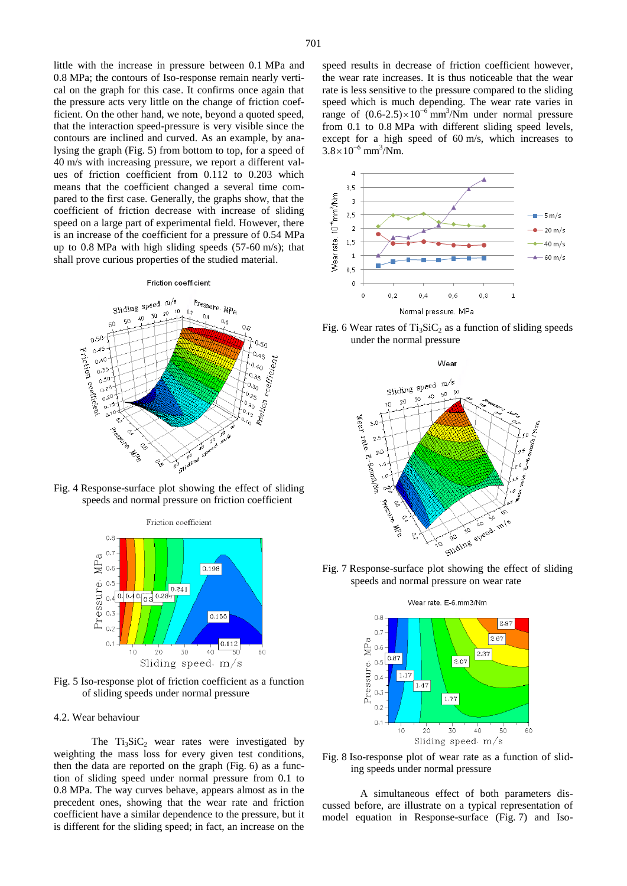little with the increase in pressure between 0.1 MPa and 0.8 MPa; the contours of Iso-response remain nearly vertical on the graph for this case. It confirms once again that the pressure acts very little on the change of friction coefficient. On the other hand, we note, beyond a quoted speed, that the interaction speed-pressure is very visible since the contours are inclined and curved. As an example, by analysing the graph (Fig. 5) from bottom to top, for a speed of 40 m/s with increasing pressure, we report a different values of friction coefficient from 0.112 to 0.203 which means that the coefficient changed a several time compared to the first case. Generally, the graphs show, that the coefficient of friction decrease with increase of sliding speed on a large part of experimental field. However, there is an increase of the coefficient for a pressure of 0.54 MPa up to 0.8 MPa with high sliding speeds (57-60 m/s); that shall prove curious properties of the studied material.

Fig. 4 Response-surface plot showing the effect of sliding speeds and normal pressure on friction coefficient

Fig. 5 Iso-response plot of friction coefficient as a function of sliding speeds under normal pressure

### 4.2. Wear behaviour

The $Ti_3SiC_2$ wear rates were investigated by weighting the mass loss for every given test conditions, then the data are reported on the graph (Fig. 6) as a function of sliding speed under normal pressure from 0.1 to 0.8 MPa. The way curves behave, appears almost as in the precedent ones, showing that the wear rate and friction coefficient have a similar dependence to the pressure, but it is different for the sliding speed; in fact, an increase on the speed results in decrease of friction coefficient however, the wear rate increases. It is thus noticeable that the wear rate is less sensitive to the pressure compared to the sliding speed which is much depending. The wear rate varies in range of $(0.6\text{-}2.5)\times10^{-6}$ mm$^3$/Nm under normal pressure from 0.1 to 0.8 MPa with different sliding speed levels, except for a high speed of 60 m/s, which increases to $3.8\times10^{-6}$ mm$^3$/Nm.

Fig. 6 Wear rates of $Ti_3SiC_2$ as a function of sliding speeds under the normal pressure

Fig. 7 Response-surface plot showing the effect of sliding speeds and normal pressure on wear rate

Fig. 8 Iso-response plot of wear rate as a function of sliding speeds under normal pressure

A simultaneous effect of both parameters discussed before, are illustrate on a typical representation of model equation in Response-surface (Fig. 7) and Iso-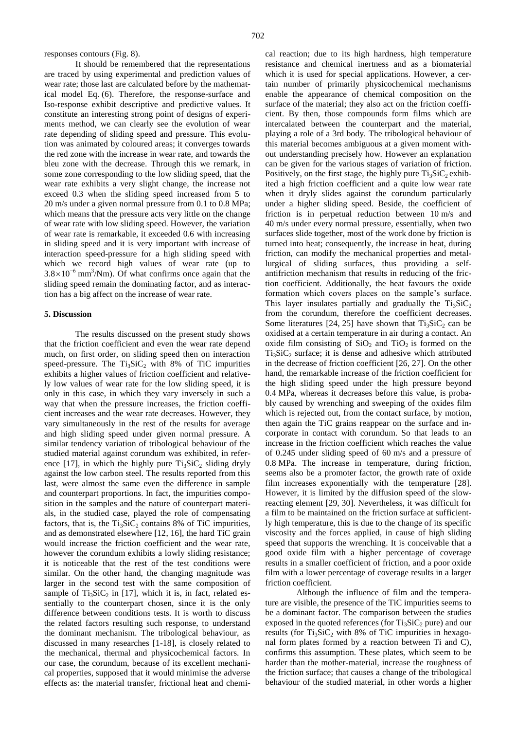responses contours (Fig. 8).

It should be remembered that the representations are traced by using experimental and prediction values of wear rate; those last are calculated before by the mathematical model Eq. (6). Therefore, the response-surface and Iso-response exhibit descriptive and predictive values. It constitute an interesting strong point of designs of experiments method, we can clearly see the evolution of wear rate depending of sliding speed and pressure. This evolution was animated by coloured areas; it converges towards the red zone with the increase in wear rate, and towards the bleu zone with the decrease. Through this we remark, in some zone corresponding to the low sliding speed, that the wear rate exhibits a very slight change, the increase not exceed 0.3 when the sliding speed increased from 5 to 20 m/s under a given normal pressure from 0.1 to 0.8 MPa; which means that the pressure acts very little on the change of wear rate with low sliding speed. However, the variation of wear rate is remarkable, it exceeded 0.6 with increasing in sliding speed and it is very important with increase of interaction speed-pressure for a high sliding speed with which we record high values of wear rate (up to $3.8\times10^{-6}$ mm$^3$/Nm). Of what confirms once again that the sliding speed remain the dominating factor, and as interaction has a big affect on the increase of wear rate.

## 5. Discussion

The results discussed on the present study shows that the friction coefficient and even the wear rate depend much, on first order, on sliding speed then on interaction speed-pressure. The $Ti_3SiC_2$ with 8% of TiC impurities exhibits a higher values of friction coefficient and relatively low values of wear rate for the low sliding speed, it is only in this case, in which they vary inversely in such a way that when the pressure increases, the friction coefficient increases and the wear rate decreases. However, they vary simultaneously in the rest of the results for average and high sliding speed under given normal pressure. A similar tendency variation of tribological behaviour of the studied material against corundum was exhibited, in reference [17], in which the highly pure $Ti_3SiC_2$ sliding dryly against the low carbon steel. The results reported from this last, were almost the same even the difference in sample and counterpart proportions. In fact, the impurities composition in the samples and the nature of counterpart materials, in the studied case, played the role of compensating factors, that is, the $Ti_3SiC_2$ contains 8% of TiC impurities, and as demonstrated elsewhere [12, 16], the hard TiC grain would increase the friction coefficient and the wear rate, however the corundum exhibits a lowly sliding resistance; it is noticeable that the rest of the test conditions were similar. On the other hand, the changing magnitude was larger in the second test with the same composition of sample of $Ti_3SiC_2$ in [17], which it is, in fact, related essentially to the counterpart chosen, since it is the only difference between conditions tests. It is worth to discuss the related factors resulting such response, to understand the dominant mechanism. The tribological behaviour, as discussed in many researches [1-18], is closely related to the mechanical, thermal and physicochemical factors. In our case, the corundum, because of its excellent mechanical properties, supposed that it would minimise the adverse effects as: the material transfer, frictional heat and chemical reaction; due to its high hardness, high temperature resistance and chemical inertness and as a biomaterial which it is used for special applications. However, a certain number of primarily physicochemical mechanisms enable the appearance of chemical composition on the surface of the material; they also act on the friction coefficient. By then, those compounds form films which are intercalated between the counterpart and the material, playing a role of a 3rd body. The tribological behaviour of this material becomes ambiguous at a given moment without understanding precisely how. However an explanation can be given for the various stages of variation of friction. Positively, on the first stage, the highly pure $Ti_3SiC_2$ exhibited a high friction coefficient and a quite low wear rate when it dryly slides against the corundum particularly under a higher sliding speed. Beside, the coefficient of friction is in perpetual reduction between 10 m/s and 40 m/s under every normal pressure, essentially, when two surfaces slide together, most of the work done by friction is turned into heat; consequently, the increase in heat, during friction, can modify the mechanical properties and metallurgical of sliding surfaces, thus providing a self-antifriction mechanism that results in reducing of the friction coefficient. Additionally, the heat favours the oxide formation which covers places on the sample's surface. This layer insulates partially and gradually the $Ti_3SiC_2$ from the corundum, therefore the coefficient decreases. Some literatures [24, 25] have shown that $Ti_3SiC_2$ can be oxidised at a certain temperature in air during a contact. An oxide film consisting of $SiO_2$ and $TiO_2$ is formed on the $Ti_3SiC_2$ surface; it is dense and adhesive which attributed in the decrease of friction coefficient [26, 27]. On the other hand, the remarkable increase of the friction coefficient for the high sliding speed under the high pressure beyond 0.4 MPa, whereas it decreases before this value, is probably caused by wrenching and sweeping of the oxides film which is rejected out, from the contact surface, by motion, then again the TiC grains reappear on the surface and incorporate in contact with corundum. So that leads to an increase in the friction coefficient which reaches the value of 0.245 under sliding speed of 60 m/s and a pressure of 0.8 MPa. The increase in temperature, during friction, seems also be a promoter factor, the growth rate of oxide film increases exponentially with the temperature [28]. However, it is limited by the diffusion speed of the slow-reacting element [29, 30]. Nevertheless, it was difficult for a film to be maintained on the friction surface at sufficiently high temperature, this is due to the change of its specific viscosity and the forces applied, in cause of high sliding speed that supports the wrenching. It is conceivable that a good oxide film with a higher percentage of coverage results in a smaller coefficient of friction, and a poor oxide film with a lower percentage of coverage results in a larger friction coefficient.

Although the influence of film and the temperature are visible, the presence of the TiC impurities seems to be a dominant factor. The comparison between the studies exposed in the quoted references (for $Ti_3SiC_2$ pure) and our results (for $Ti_3SiC_2$ with 8% of TiC impurities in hexagonal form plates formed by a reaction between Ti and C), confirms this assumption. These plates, which seem to be harder than the mother-material, increase the roughness of the friction surface; that causes a change of the tribological behaviour of the studied material, in other words a higher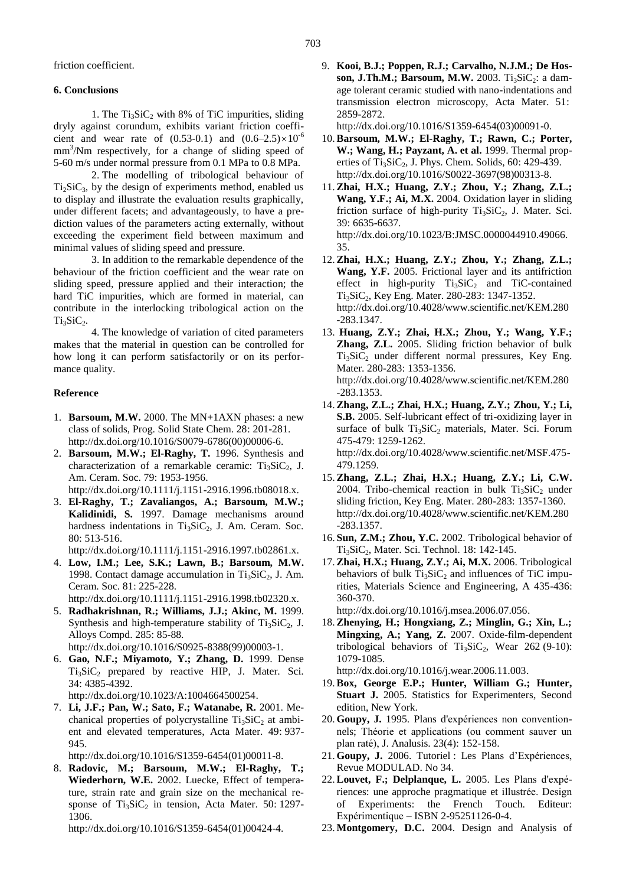friction coefficient.

## 6. Conclusions

1. The $Ti_3SiC_2$ with 8% of TiC impurities, sliding dryly against corundum, exhibits variant friction coefficient and wear rate of (0.53-0.1) and $(0.6–2.5)\times10^{-6}$ $mm^3$/Nm respectively, for a change of sliding speed of 5-60 m/s under normal pressure from 0.1 MPa to 0.8 MPa.

2. The modelling of tribological behaviour of $Ti_2SiC_3$, by the design of experiments method, enabled us to display and illustrate the evaluation results graphically, under different facets; and advantageously, to have a prediction values of the parameters acting externally, without exceeding the experiment field between maximum and minimal values of sliding speed and pressure.

3. In addition to the remarkable dependence of the behaviour of the friction coefficient and the wear rate on sliding speed, pressure applied and their interaction; the hard TiC impurities, which are formed in material, can contribute in the interlocking tribological action on the $Ti_3SiC_2$.

4. The knowledge of variation of cited parameters makes that the material in question can be controlled for how long it can perform satisfactorily or on its performance quality.

## Reference

1. **Barsoum, M.W.** 2000. The MN+1AXN phases: a new class of solids, Prog. Solid State Chem. 28: 201-281. http://dx.doi.org/10.1016/S0079-6786(00)00006-6.
2. **Barsoum, M.W.; El-Raghy, T.** 1996. Synthesis and characterization of a remarkable ceramic: $Ti_3SiC_2$, J. Am. Ceram. Soc. 79: 1953-1956. http://dx.doi.org/10.1111/j.1151-2916.1996.tb08018.x.
3. **El-Raghy, T.; Zavaliangos, A.; Barsoum, M.W.; Kalidinidi, S.** 1997. Damage mechanisms around hardness indentations in $Ti_3SiC_2$, J. Am. Ceram. Soc. 80: 513-516. http://dx.doi.org/10.1111/j.1151-2916.1997.tb02861.x.
4. **Low, I.M.; Lee, S.K.; Lawn, B.; Barsoum, M.W.** 1998. Contact damage accumulation in $Ti_3SiC_2$, J. Am. Ceram. Soc. 81: 225-228. http://dx.doi.org/10.1111/j.1151-2916.1998.tb02320.x.
5. **Radhakrishnan, R.; Williams, J.J.; Akinc, M.** 1999. Synthesis and high-temperature stability of $Ti_3SiC_2$, J. Alloys Compd. 285: 85-88. http://dx.doi.org/10.1016/S0925-8388(99)00003-1.
6. **Gao, N.F.; Miyamoto, Y.; Zhang, D.** 1999. Dense $Ti_3SiC_2$ prepared by reactive HIP, J. Mater. Sci. 34: 4385-4392. http://dx.doi.org/10.1023/A:1004664500254.
7. **Li, J.F.; Pan, W.; Sato, F.; Watanabe, R.** 2001. Mechanical properties of polycrystalline $Ti_3SiC_2$ at ambient and elevated temperatures, Acta Mater. 49: 937-945. http://dx.doi.org/10.1016/S1359-6454(01)00011-8.
8. **Radovic, M.; Barsoum, M.W.; El-Raghy, T.; Wiederhorn, W.E.** 2002. Luecke, Effect of temperature, strain rate and grain size on the mechanical response of $Ti_3SiC_2$ in tension, Acta Mater. 50: 1297-1306. http://dx.doi.org/10.1016/S1359-6454(01)00424-4.
9. **Kooi, B.J.; Poppen, R.J.; Carvalho, N.J.M.; De Hosson, J.Th.M.; Barsoum, M.W.** 2003. $Ti_3SiC_2$: a damage tolerant ceramic studied with nano-indentations and transmission electron microscopy, Acta Mater. 51: 2859-2872. http://dx.doi.org/10.1016/S1359-6454(03)00091-0.
10. **Barsoum, M.W.; El-Raghy, T.; Rawn, C.; Porter, W.; Wang, H.; Payzant, A. et al.** 1999. Thermal properties of $Ti_3SiC_2$, J. Phys. Chem. Solids, 60: 429-439. http://dx.doi.org/10.1016/S0022-3697(98)00313-8.
11. **Zhai, H.X.; Huang, Z.Y.; Zhou, Y.; Zhang, Z.L.; Wang, Y.F.; Ai, M.X.** 2004. Oxidation layer in sliding friction surface of high-purity $Ti_3SiC_2$, J. Mater. Sci. 39: 6635-6637. http://dx.doi.org/10.1023/B:JMSC.0000044910.49066.35.
12. **Zhai, H.X.; Huang, Z.Y.; Zhou, Y.; Zhang, Z.L.; Wang, Y.F.** 2005. Frictional layer and its antifriction effect in high-purity $Ti_3SiC_2$ and TiC-contained $Ti_3SiC_2$, Key Eng. Mater. 280-283: 1347-1352. http://dx.doi.org/10.4028/www.scientific.net/KEM.280-283.1347.
13. **Huang, Z.Y.; Zhai, H.X.; Zhou, Y.; Wang, Y.F.; Zhang, Z.L.** 2005. Sliding friction behavior of bulk $Ti_3SiC_2$ under different normal pressures, Key Eng. Mater. 280-283: 1353-1356. http://dx.doi.org/10.4028/www.scientific.net/KEM.280-283.1353.
14. **Zhang, Z.L.; Zhai, H.X.; Huang, Z.Y.; Zhou, Y.; Li, S.B.** 2005. Self-lubricant effect of tri-oxidizing layer in surface of bulk $Ti_3SiC_2$ materials, Mater. Sci. Forum 475-479: 1259-1262. http://dx.doi.org/10.4028/www.scientific.net/MSF.475-479.1259.
15. **Zhang, Z.L.; Zhai, H.X.; Huang, Z.Y.; Li, C.W.** 2004. Tribo-chemical reaction in bulk $Ti_3SiC_2$ under sliding friction, Key Eng. Mater. 280-283: 1357-1360. http://dx.doi.org/10.4028/www.scientific.net/KEM.280-283.1357.
16. **Sun, Z.M.; Zhou, Y.C.** 2002. Tribological behavior of $Ti_3SiC_2$, Mater. Sci. Technol. 18: 142-145.
17. **Zhai, H.X.; Huang, Z.Y.; Ai, M.X.** 2006. Tribological behaviors of bulk $Ti_3SiC_2$ and influences of TiC impurities, Materials Science and Engineering, A 435-436: 360-370. http://dx.doi.org/10.1016/j.msea.2006.07.056.
18. **Zhenying, H.; Hongxiang, Z.; Minglin, G.; Xin, L.; Mingxing, A.; Yang, Z.** 2007. Oxide-film-dependent tribological behaviors of $Ti_3SiC_2$, Wear 262 (9-10): 1079-1085. http://dx.doi.org/10.1016/j.wear.2006.11.003.
19. **Box, George E.P.; Hunter, William G.; Hunter, Stuart J.** 2005. Statistics for Experimenters, Second edition, New York.
20. **Goupy, J.** 1995. Plans d'expériences non conventionnels; Théorie et applications (ou comment sauver un plan raté), J. Analusis. 23(4): 152-158.
21. **Goupy, J.** 2006. Tutoriel : Les Plans d'Expériences, Revue MODULAD. No 34.
22. **Louvet, F.; Delplanque, L.** 2005. Les Plans d'expériences: une approche pragmatique et illustrée. Design of Experiments: the French Touch. Editeur: Expérimentique – ISBN 2-95251126-0-4.
23. **Montgomery, D.C.** 2004. Design and Analysis of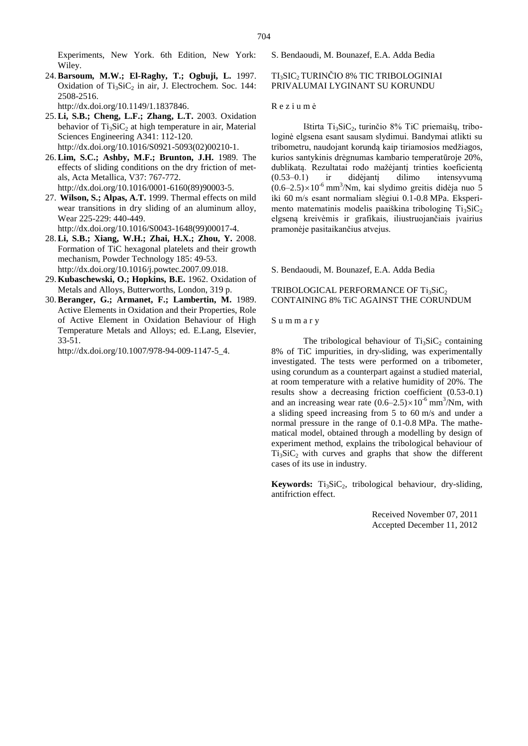Experiments, New York. 6th Edition, New York: Wiley.

24. **Barsoum, M.W.; El-Raghy, T.; Ogbuji, L.** 1997. Oxidation of $Ti_3SiC_2$ in air, J. Electrochem. Soc. 144: 2508-2516. http://dx.doi.org/10.1149/1.1837846.
25. **Li, S.B.; Cheng, L.F.; Zhang, L.T.** 2003. Oxidation behavior of $Ti_3SiC_2$ at high temperature in air, Material Sciences Engineering A341: 112-120. http://dx.doi.org/10.1016/S0921-5093(02)00210-1.
26. **Lim, S.C.; Ashby, M.F.; Brunton, J.H.** 1989. The effects of sliding conditions on the dry friction of metals, Acta Metallica, V37: 767-772. http://dx.doi.org/10.1016/0001-6160(89)90003-5.
27. **Wilson, S.; Alpas, A.T.** 1999. Thermal effects on mild wear transitions in dry sliding of an aluminum alloy, Wear 225-229: 440-449. http://dx.doi.org/10.1016/S0043-1648(99)00017-4.
28. **Li, S.B.; Xiang, W.H.; Zhai, H.X.; Zhou, Y.** 2008. Formation of TiC hexagonal platelets and their growth mechanism, Powder Technology 185: 49-53. http://dx.doi.org/10.1016/j.powtec.2007.09.018.
29. **Kubaschewski, O.; Hopkins, B.E.** 1962. Oxidation of Metals and Alloys, Butterworths, London, 319 p.
30. **Beranger, G.; Armanet, F.; Lambertin, M.** 1989. Active Elements in Oxidation and their Properties, Role of Active Element in Oxidation Behaviour of High Temperature Metals and Alloys; ed. E.Lang, Elsevier, 33-51. http://dx.doi.org/10.1007/978-94-009-1147-5_4.

S. Bendaoudi, M. Bounazef, E.A. Adda Bedia

$TI_3SIC_2$ TURINČIO 8% TIC TRIBOLOGINIAI PRIVALUMAI LYGINANT SU KORUNDU

R e z i u m ė

Ištirta $Ti_3SiC_2$, turinčio 8% TiC priemaišų, tribologinė elgsena esant sausam slydimui. Bandymai atlikti su tribometru, naudojant korundą kaip tiriamosios medžiagos, kurios santykinis drėgnumas kambario temperatūroje 20%, dublikatą. Rezultatai rodo mažėjantį trinties koeficientą (0.53–0.1) ir didėjantį dilimo intensyvumą $(0.6–2.5)\times10^{-6}$ mm$^3$/Nm, kai slydimo greitis didėja nuo 5 iki 60 m/s esant normaliam slėgiui 0.1-0.8 MPa. Eksperimento matematinis modelis paaiškina tribologinę $Ti_3SiC_2$ elgseną kreivėmis ir grafikais, iliustruojančiais įvairius pramonėje pasitaikančius atvejus.

S. Bendaoudi, M. Bounazef, E.A. Adda Bedia

TRIBOLOGICAL PERFORMANCE OF $Ti_3SiC_2$ CONTAINING 8% TiC AGAINST THE CORUNDUM

S u m m a r y

The tribological behaviour of $Ti_3SiC_2$ containing 8% of TiC impurities, in dry-sliding, was experimentally investigated. The tests were performed on a tribometer, using corundum as a counterpart against a studied material, at room temperature with a relative humidity of 20%. The results show a decreasing friction coefficient (0.53-0.1) and an increasing wear rate $(0.6–2.5)\times10^{-6}$ mm$^3$/Nm, with a sliding speed increasing from 5 to 60 m/s and under a normal pressure in the range of 0.1-0.8 MPa. The mathematical model, obtained through a modelling by design of experiment method, explains the tribological behaviour of $Ti_3SiC_2$ with curves and graphs that show the different cases of its use in industry.

**Keywords:** $Ti_3SiC_2$, tribological behaviour, dry-sliding, antifriction effect.

Received November 07, 2011
Accepted December 11, 2012